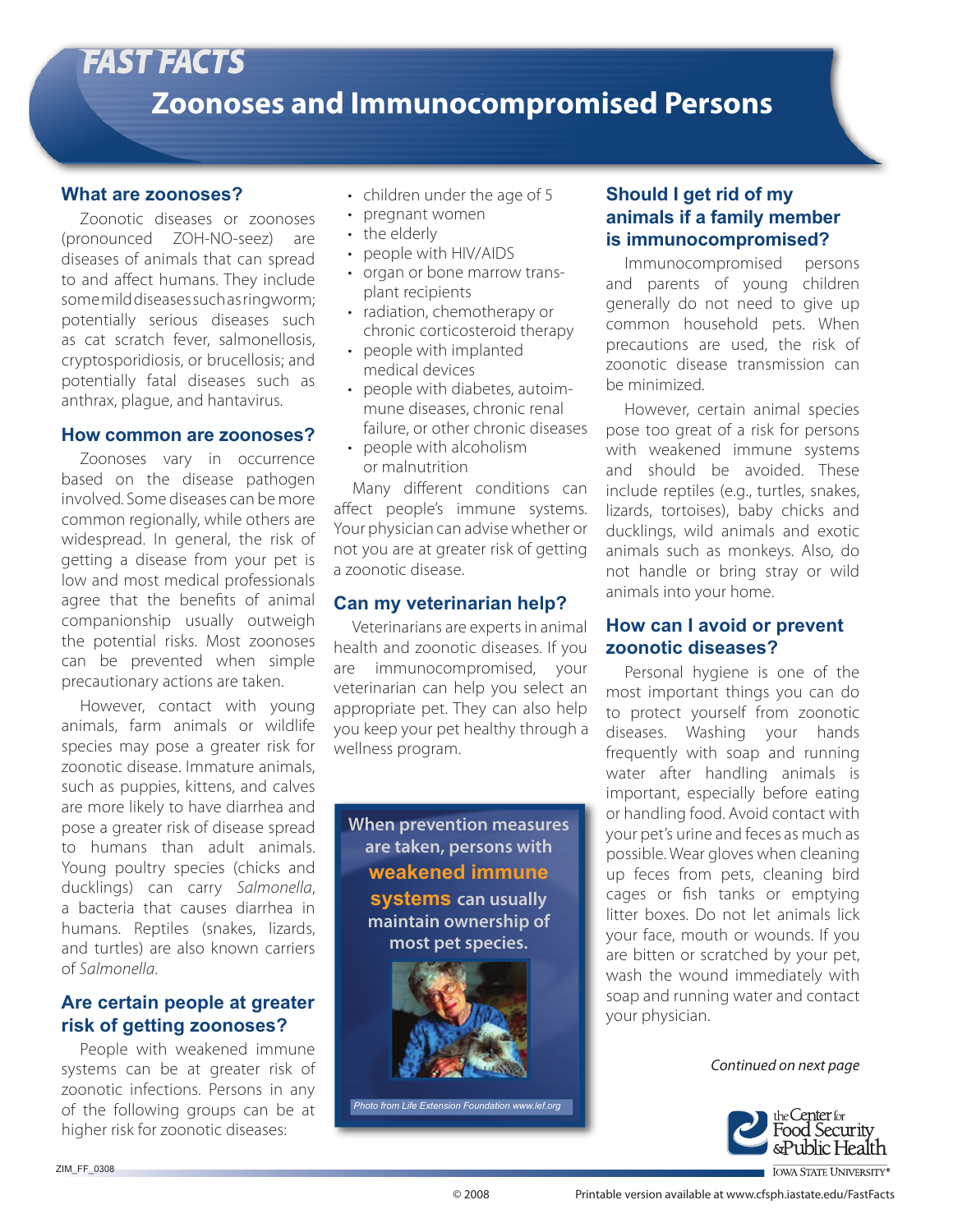*FAST FACTS*

# Zoonoses and Immunocompromised Persons

## What are zoonoses?

Zoonotic diseases or zoonoses (pronounced ZOH-NO-seez) are diseases of animals that can spread to and affect humans. They include some mild diseases such as ringworm; potentially serious diseases such as cat scratch fever, salmonellosis, cryptosporidiosis, or brucellosis; and potentially fatal diseases such as anthrax, plague, and hantavirus.

## How common are zoonoses?

Zoonoses vary in occurrence based on the disease pathogen involved. Some diseases can be more common regionally, while others are widespread. In general, the risk of getting a disease from your pet is low and most medical professionals agree that the benefits of animal companionship usually outweigh the potential risks. Most zoonoses can be prevented when simple precautionary actions are taken.

However, contact with young animals, farm animals or wildlife species may pose a greater risk for zoonotic disease. Immature animals, such as puppies, kittens, and calves are more likely to have diarrhea and pose a greater risk of disease spread to humans than adult animals. Young poultry species (chicks and ducklings) can carry *Salmonella*, a bacteria that causes diarrhea in humans. Reptiles (snakes, lizards, and turtles) are also known carriers of *Salmonella*.

## Are certain people at greater risk of getting zoonoses?

People with weakened immune systems can be at greater risk of zoonotic infections. Persons in any of the following groups can be at higher risk for zoonotic diseases:

- children under the age of 5
- pregnant women
- the elderly
- people with HIV/AIDS
- organ or bone marrow transplant recipients
- radiation, chemotherapy or chronic corticosteroid therapy
- people with implanted medical devices
- people with diabetes, autoimmune diseases, chronic renal failure, or other chronic diseases
- people with alcoholism or malnutrition

Many different conditions can affect people's immune systems. Your physician can advise whether or not you are at greater risk of getting a zoonotic disease.

## Can my veterinarian help?

Veterinarians are experts in animal health and zoonotic diseases. If you are immunocompromised, your veterinarian can help you select an appropriate pet. They can also help you keep your pet healthy through a wellness program.

**When prevention measures are taken, persons with weakened immune systems can usually maintain ownership of most pet species.**

*Photo from Life Extension Foundation www.lef.org*

## Should I get rid of my animals if a family member is immunocompromised?

Immunocompromised persons and parents of young children generally do not need to give up common household pets. When precautions are used, the risk of zoonotic disease transmission can be minimized.

However, certain animal species pose too great of a risk for persons with weakened immune systems and should be avoided. These include reptiles (e.g., turtles, snakes, lizards, tortoises), baby chicks and ducklings, wild animals and exotic animals such as monkeys. Also, do not handle or bring stray or wild animals into your home.

## How can I avoid or prevent zoonotic diseases?

Personal hygiene is one of the most important things you can do to protect yourself from zoonotic diseases. Washing your hands frequently with soap and running water after handling animals is important, especially before eating or handling food. Avoid contact with your pet's urine and feces as much as possible. Wear gloves when cleaning up feces from pets, cleaning bird cages or fish tanks or emptying litter boxes. Do not let animals lick your face, mouth or wounds. If you are bitten or scratched by your pet, wash the wound immediately with soap and running water and contact your physician.

*Continued on next page*

the Center for Food Security & Public Health
IOWA STATE UNIVERSITY®

ZIM_FF_0308

© 2008

Printable version available at www.cfsph.iastate.edu/FastFacts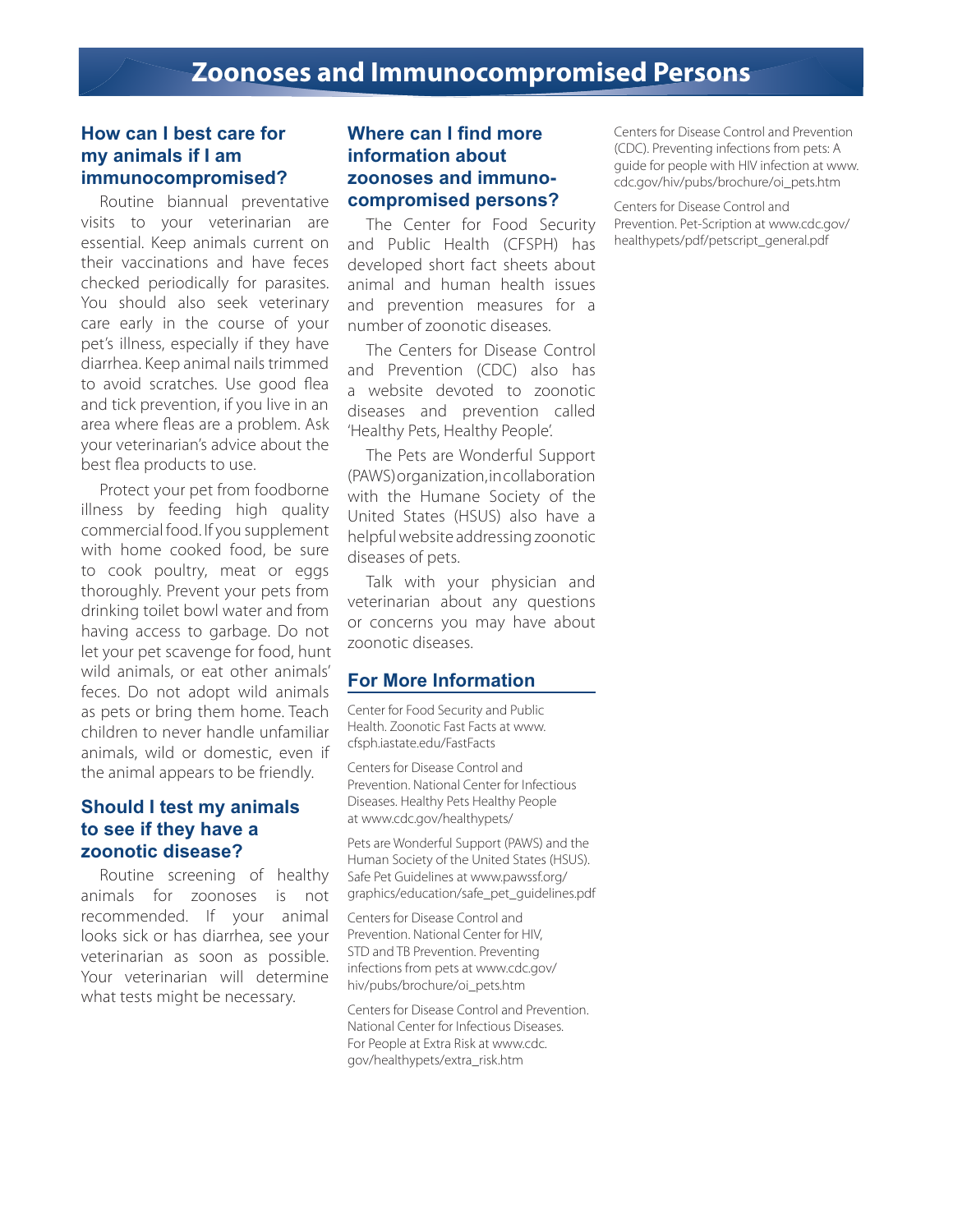# Zoonoses and Immunocompromised Persons

## How can I best care for my animals if I am immunocompromised?

Routine biannual preventative visits to your veterinarian are essential. Keep animals current on their vaccinations and have feces checked periodically for parasites. You should also seek veterinary care early in the course of your pet's illness, especially if they have diarrhea. Keep animal nails trimmed to avoid scratches. Use good flea and tick prevention, if you live in an area where fleas are a problem. Ask your veterinarian's advice about the best flea products to use.

Protect your pet from foodborne illness by feeding high quality commercial food. If you supplement with home cooked food, be sure to cook poultry, meat or eggs thoroughly. Prevent your pets from drinking toilet bowl water and from having access to garbage. Do not let your pet scavenge for food, hunt wild animals, or eat other animals' feces. Do not adopt wild animals as pets or bring them home. Teach children to never handle unfamiliar animals, wild or domestic, even if the animal appears to be friendly.

## Should I test my animals to see if they have a zoonotic disease?

Routine screening of healthy animals for zoonoses is not recommended. If your animal looks sick or has diarrhea, see your veterinarian as soon as possible. Your veterinarian will determine what tests might be necessary.

## Where can I find more information about zoonoses and immunocompromised persons?

The Center for Food Security and Public Health (CFSPH) has developed short fact sheets about animal and human health issues and prevention measures for a number of zoonotic diseases.

The Centers for Disease Control and Prevention (CDC) also has a website devoted to zoonotic diseases and prevention called 'Healthy Pets, Healthy People'.

The Pets are Wonderful Support (PAWS) organization, in collaboration with the Humane Society of the United States (HSUS) also have a helpful website addressing zoonotic diseases of pets.

Talk with your physician and veterinarian about any questions or concerns you may have about zoonotic diseases.

## For More Information

Center for Food Security and Public Health. Zoonotic Fast Facts at www.cfsph.iastate.edu/FastFacts

Centers for Disease Control and Prevention. National Center for Infectious Diseases. Healthy Pets Healthy People at www.cdc.gov/healthypets/

Pets are Wonderful Support (PAWS) and the Human Society of the United States (HSUS). Safe Pet Guidelines at www.pawssf.org/graphics/education/safe_pet_guidelines.pdf

Centers for Disease Control and Prevention. National Center for HIV, STD and TB Prevention. Preventing infections from pets at www.cdc.gov/hiv/pubs/brochure/oi_pets.htm

Centers for Disease Control and Prevention. National Center for Infectious Diseases. For People at Extra Risk at www.cdc.gov/healthypets/extra_risk.htm

Centers for Disease Control and Prevention (CDC). Preventing infections from pets: A guide for people with HIV infection at www.cdc.gov/hiv/pubs/brochure/oi_pets.htm

Centers for Disease Control and Prevention. Pet-Scription at www.cdc.gov/healthypets/pdf/petscript_general.pdf